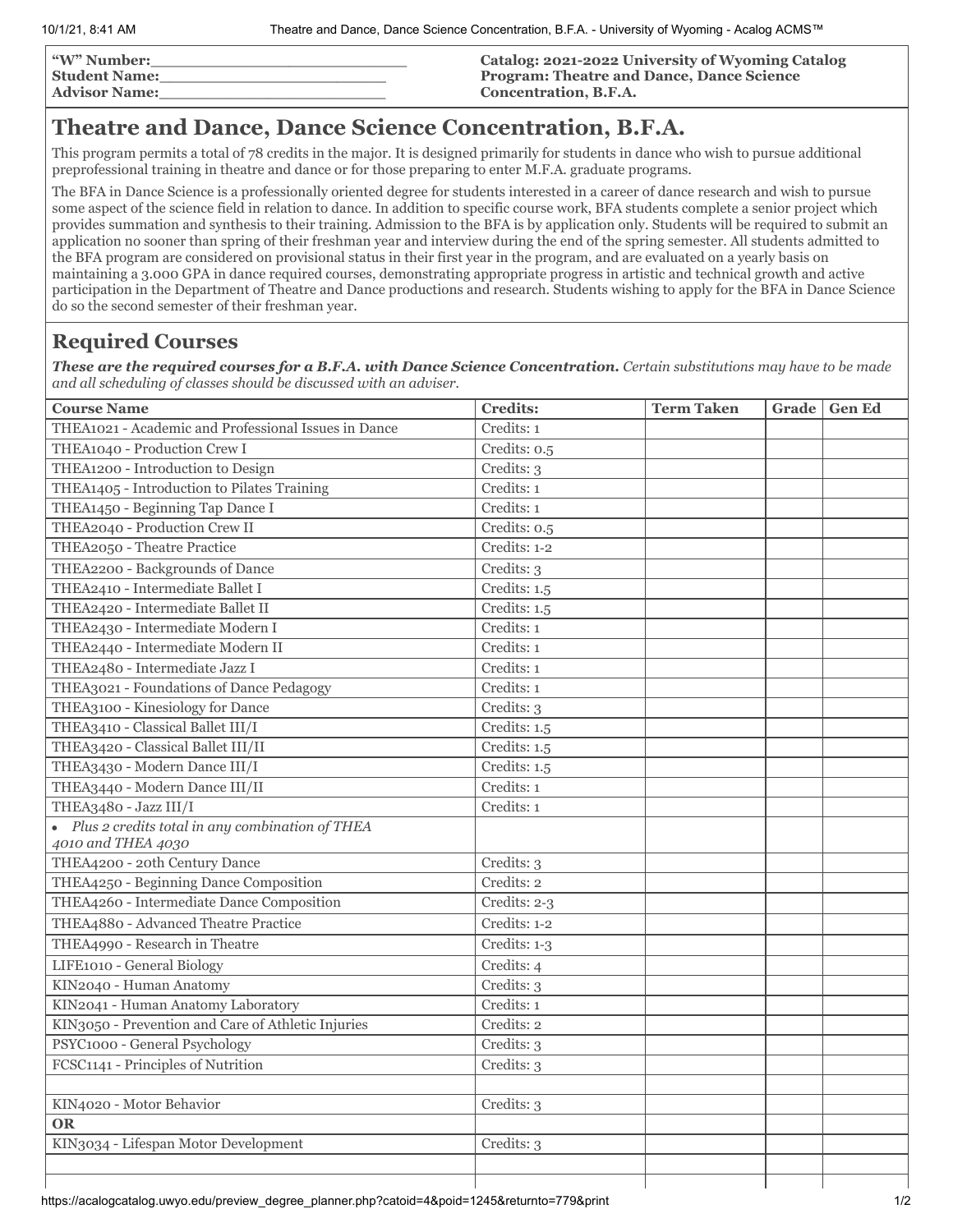| "W" Number:\_\_\_\_\_\_\_\_\_\_\_\_\_\_\_\_\_\_\_\_\_\_\_\_ | **Catalog: 2021-2022 University of Wyoming Catalog** |
|---|---|
| **Student Name:\_\_\_\_\_\_\_\_\_\_\_\_\_\_\_\_\_\_\_\_\_\_** | **Program: Theatre and Dance, Dance Science Concentration, B.F.A.** |
| **Advisor Name:\_\_\_\_\_\_\_\_\_\_\_\_\_\_\_\_\_\_\_\_\_\_** | |

# Theatre and Dance, Dance Science Concentration, B.F.A.

This program permits a total of 78 credits in the major. It is designed primarily for students in dance who wish to pursue additional preprofessional training in theatre and dance or for those preparing to enter M.F.A. graduate programs.

The BFA in Dance Science is a professionally oriented degree for students interested in a career of dance research and wish to pursue some aspect of the science field in relation to dance. In addition to specific course work, BFA students complete a senior project which provides summation and synthesis to their training. Admission to the BFA is by application only. Students will be required to submit an application no sooner than spring of their freshman year and interview during the end of the spring semester. All students admitted to the BFA program are considered on provisional status in their first year in the program, and are evaluated on a yearly basis on maintaining a 3.000 GPA in dance required courses, demonstrating appropriate progress in artistic and technical growth and active participation in the Department of Theatre and Dance productions and research. Students wishing to apply for the BFA in Dance Science do so the second semester of their freshman year.

## Required Courses

***These are the required courses for a B.F.A. with Dance Science Concentration.*** *Certain substitutions may have to be made and all scheduling of classes should be discussed with an adviser.*

| Course Name | Credits: | Term Taken | Grade | Gen Ed |
|---|---|---|---|---|
| THEA1021 - Academic and Professional Issues in Dance | Credits: 1 | | | |
| THEA1040 - Production Crew I | Credits: 0.5 | | | |
| THEA1200 - Introduction to Design | Credits: 3 | | | |
| THEA1405 - Introduction to Pilates Training | Credits: 1 | | | |
| THEA1450 - Beginning Tap Dance I | Credits: 1 | | | |
| THEA2040 - Production Crew II | Credits: 0.5 | | | |
| THEA2050 - Theatre Practice | Credits: 1-2 | | | |
| THEA2200 - Backgrounds of Dance | Credits: 3 | | | |
| THEA2410 - Intermediate Ballet I | Credits: 1.5 | | | |
| THEA2420 - Intermediate Ballet II | Credits: 1.5 | | | |
| THEA2430 - Intermediate Modern I | Credits: 1 | | | |
| THEA2440 - Intermediate Modern II | Credits: 1 | | | |
| THEA2480 - Intermediate Jazz I | Credits: 1 | | | |
| THEA3021 - Foundations of Dance Pedagogy | Credits: 1 | | | |
| THEA3100 - Kinesiology for Dance | Credits: 3 | | | |
| THEA3410 - Classical Ballet III/I | Credits: 1.5 | | | |
| THEA3420 - Classical Ballet III/II | Credits: 1.5 | | | |
| THEA3430 - Modern Dance III/I | Credits: 1.5 | | | |
| THEA3440 - Modern Dance III/II | Credits: 1 | | | |
| THEA3480 - Jazz III/I | Credits: 1 | | | |
| • *Plus 2 credits total in any combination of THEA 4010 and THEA 4030* | | | | |
| THEA4200 - 20th Century Dance | Credits: 3 | | | |
| THEA4250 - Beginning Dance Composition | Credits: 2 | | | |
| THEA4260 - Intermediate Dance Composition | Credits: 2-3 | | | |
| THEA4880 - Advanced Theatre Practice | Credits: 1-2 | | | |
| THEA4990 - Research in Theatre | Credits: 1-3 | | | |
| LIFE1010 - General Biology | Credits: 4 | | | |
| KIN2040 - Human Anatomy | Credits: 3 | | | |
| KIN2041 - Human Anatomy Laboratory | Credits: 1 | | | |
| KIN3050 - Prevention and Care of Athletic Injuries | Credits: 2 | | | |
| PSYC1000 - General Psychology | Credits: 3 | | | |
| FCSC1141 - Principles of Nutrition | Credits: 3 | | | |
| | | | | |
| KIN4020 - Motor Behavior | Credits: 3 | | | |
| **OR** | | | | |
| KIN3034 - Lifespan Motor Development | Credits: 3 | | | |
| | | | | |
| | | | | |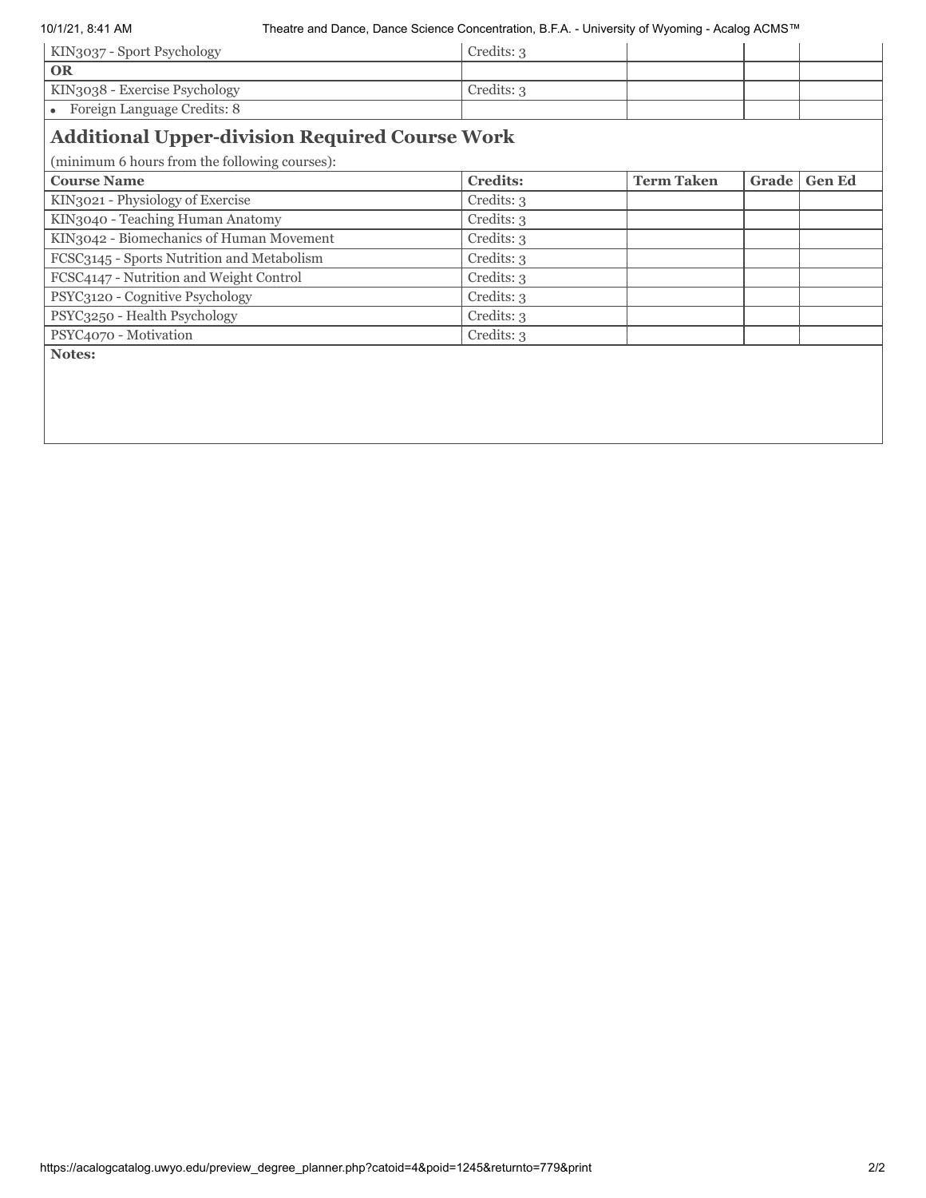| | | | | |
|---|---|---|---|---|
| KIN3037 - Sport Psychology | Credits: 3 | | | |
| **OR** | | | | |
| KIN3038 - Exercise Psychology | Credits: 3 | | | |
| • Foreign Language Credits: 8 | | | | |

## Additional Upper-division Required Course Work

(minimum 6 hours from the following courses):

| Course Name | Credits: | Term Taken | Grade | Gen Ed |
|---|---|---|---|---|
| KIN3021 - Physiology of Exercise | Credits: 3 | | | |
| KIN3040 - Teaching Human Anatomy | Credits: 3 | | | |
| KIN3042 - Biomechanics of Human Movement | Credits: 3 | | | |
| FCSC3145 - Sports Nutrition and Metabolism | Credits: 3 | | | |
| FCSC4147 - Nutrition and Weight Control | Credits: 3 | | | |
| PSYC3120 - Cognitive Psychology | Credits: 3 | | | |
| PSYC3250 - Health Psychology | Credits: 3 | | | |
| PSYC4070 - Motivation | Credits: 3 | | | |

**Notes:**